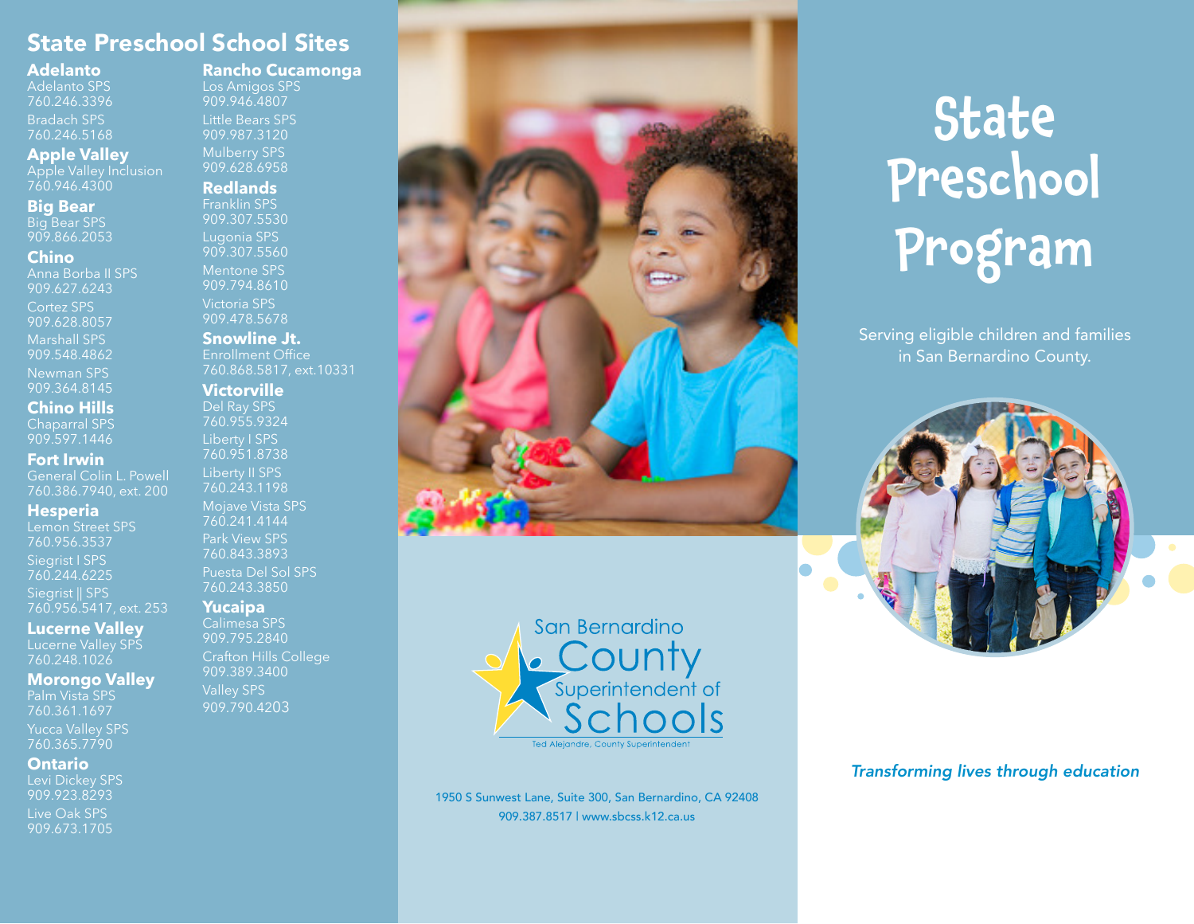## State Preschool School Sites

### Adelanto
Adelanto SPS
760.246.3396

Bradach SPS
760.246.5168

### Apple Valley
Apple Valley Inclusion
760.946.4300

### Big Bear
Big Bear SPS
909.866.2053

### Chino
Anna Borba II SPS
909.627.6243

Cortez SPS
909.628.8057

Marshall SPS
909.548.4862

Newman SPS
909.364.8145

### Chino Hills
Chaparral SPS
909.597.1446

### Fort Irwin
General Colin L. Powell
760.386.7940, ext. 200

### Hesperia
Lemon Street SPS
760.956.3537

Siegrist I SPS
760.244.6225

Siegrist || SPS
760.956.5417, ext. 253

### Lucerne Valley
Lucerne Valley SPS
760.248.1026

### Morongo Valley
Palm Vista SPS
760.361.1697

Yucca Valley SPS
760.365.7790

### Ontario
Levi Dickey SPS
909.923.8293

Live Oak SPS
909.673.1705

### Rancho Cucamonga
Los Amigos SPS
909.946.4807

Little Bears SPS
909.987.3120

Mulberry SPS
909.628.6958

### Redlands
Franklin SPS
909.307.5530

Lugonia SPS
909.307.5560

Mentone SPS
909.794.8610

Victoria SPS
909.478.5678

### Snowline Jt.
Enrollment Office
760.868.5817, ext.10331

### Victorville
Del Ray SPS
760.955.9324

Liberty I SPS
760.951.8738

Liberty II SPS
760.243.1198

Mojave Vista SPS
760.241.4144

Park View SPS
760.843.3893

Puesta Del Sol SPS
760.243.3850

### Yucaipa
Calimesa SPS
909.795.2840

Crafton Hills College
909.389.3400

Valley SPS
909.790.4203

San Bernardino County Superintendent of Schools
Ted Alejandre, County Superintendent

1950 S Sunwest Lane, Suite 300, San Bernardino, CA 92408
909.387.8517 | www.sbcss.k12.ca.us

# State Preschool Program

Serving eligible children and families in San Bernardino County.

*Transforming lives through education*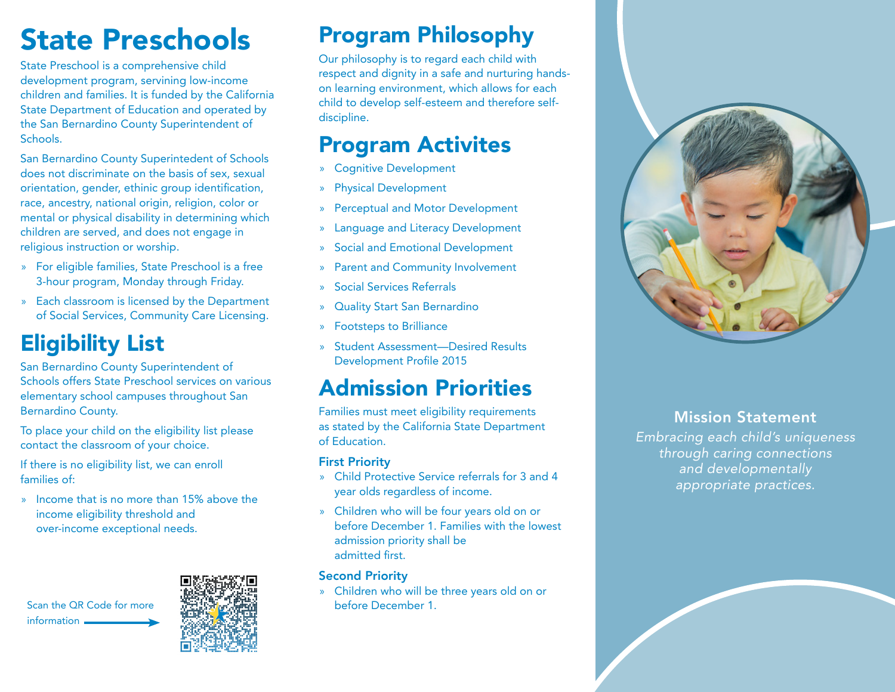# State Preschools

State Preschool is a comprehensive child development program, servining low-income children and families. It is funded by the California State Department of Education and operated by the San Bernardino County Superintendent of Schools.

San Bernardino County Superintedent of Schools does not discriminate on the basis of sex, sexual orientation, gender, ethinic group identification, race, ancestry, national origin, religion, color or mental or physical disability in determining which children are served, and does not engage in religious instruction or worship.

- For eligible families, State Preschool is a free 3-hour program, Monday through Friday.
- Each classroom is licensed by the Department of Social Services, Community Care Licensing.

# Eligibility List

San Bernardino County Superintendent of Schools offers State Preschool services on various elementary school campuses throughout San Bernardino County.

To place your child on the eligibility list please contact the classroom of your choice.

If there is no eligibility list, we can enroll families of:

- Income that is no more than 15% above the income eligibility threshold and over-income exceptional needs.

Scan the QR Code for more information

# Program Philosophy

Our philosophy is to regard each child with respect and dignity in a safe and nurturing hands-on learning environment, which allows for each child to develop self-esteem and therefore self-discipline.

# Program Activites

- Cognitive Development
- Physical Development
- Perceptual and Motor Development
- Language and Literacy Development
- Social and Emotional Development
- Parent and Community Involvement
- Social Services Referrals
- Quality Start San Bernardino
- Footsteps to Brilliance
- Student Assessment—Desired Results Development Profile 2015

# Admission Priorities

Families must meet eligibility requirements as stated by the California State Department of Education.

### First Priority

- Child Protective Service referrals for 3 and 4 year olds regardless of income.
- Children who will be four years old on or before December 1. Families with the lowest admission priority shall be admitted first.

### Second Priority

- Children who will be three years old on or before December 1.

## Mission Statement

*Embracing each child's uniqueness through caring connections and developmentally appropriate practices.*